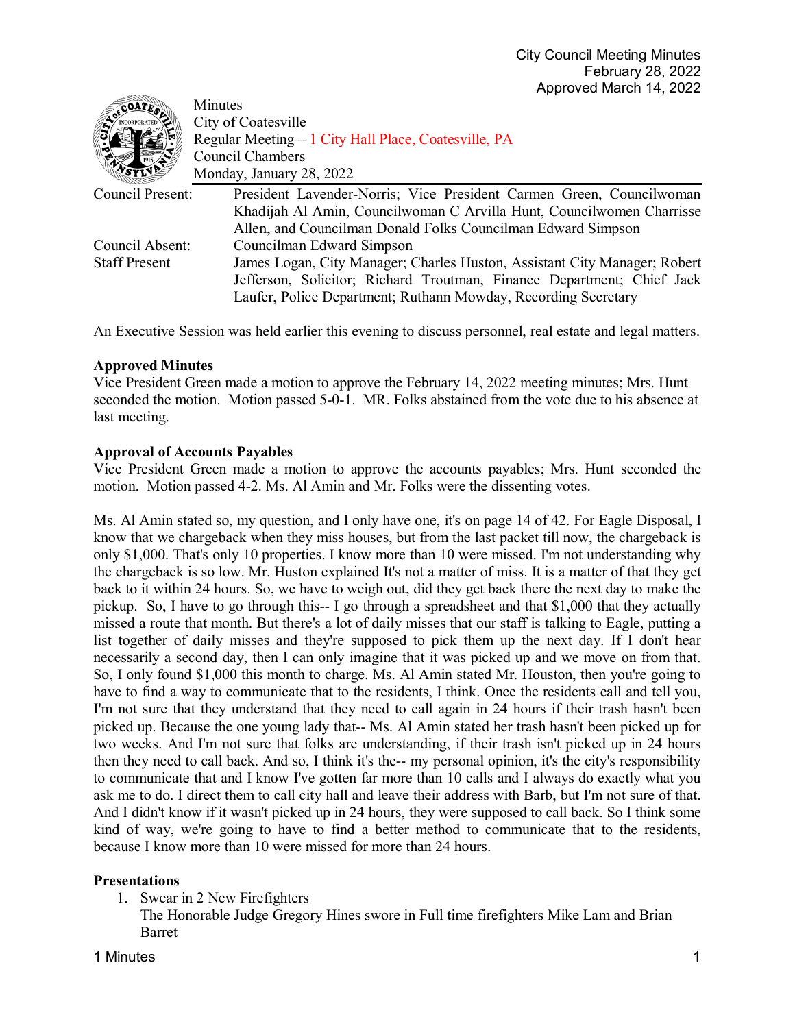City Council Meeting Minutes
February 28, 2022
Approved March 14, 2022

Minutes
City of Coatesville
Regular Meeting – 1 City Hall Place, Coatesville, PA
Council Chambers
Monday, January 28, 2022

| | |
|---|---|
| Council Present: | President Lavender-Norris; Vice President Carmen Green, Councilwoman Khadijah Al Amin, Councilwoman C Arvilla Hunt, Councilwomen Charrisse Allen, and Councilman Donald Folks Councilman Edward Simpson |
| Council Absent: | Councilman Edward Simpson |
| Staff Present | James Logan, City Manager; Charles Huston, Assistant City Manager; Robert Jefferson, Solicitor; Richard Troutman, Finance Department; Chief Jack Laufer, Police Department; Ruthann Mowday, Recording Secretary |

An Executive Session was held earlier this evening to discuss personnel, real estate and legal matters.

**Approved Minutes**
Vice President Green made a motion to approve the February 14, 2022 meeting minutes; Mrs. Hunt seconded the motion. Motion passed 5-0-1. MR. Folks abstained from the vote due to his absence at last meeting.

**Approval of Accounts Payables**
Vice President Green made a motion to approve the accounts payables; Mrs. Hunt seconded the motion. Motion passed 4-2. Ms. Al Amin and Mr. Folks were the dissenting votes.

Ms. Al Amin stated so, my question, and I only have one, it's on page 14 of 42. For Eagle Disposal, I know that we chargeback when they miss houses, but from the last packet till now, the chargeback is only $1,000. That's only 10 properties. I know more than 10 were missed. I'm not understanding why the chargeback is so low. Mr. Huston explained It's not a matter of miss. It is a matter of that they get back to it within 24 hours. So, we have to weigh out, did they get back there the next day to make the pickup. So, I have to go through this-- I go through a spreadsheet and that $1,000 that they actually missed a route that month. But there's a lot of daily misses that our staff is talking to Eagle, putting a list together of daily misses and they're supposed to pick them up the next day. If I don't hear necessarily a second day, then I can only imagine that it was picked up and we move on from that. So, I only found $1,000 this month to charge. Ms. Al Amin stated Mr. Houston, then you're going to have to find a way to communicate that to the residents, I think. Once the residents call and tell you, I'm not sure that they understand that they need to call again in 24 hours if their trash hasn't been picked up. Because the one young lady that-- Ms. Al Amin stated her trash hasn't been picked up for two weeks. And I'm not sure that folks are understanding, if their trash isn't picked up in 24 hours then they need to call back. And so, I think it's the-- my personal opinion, it's the city's responsibility to communicate that and I know I've gotten far more than 10 calls and I always do exactly what you ask me to do. I direct them to call city hall and leave their address with Barb, but I'm not sure of that. And I didn't know if it wasn't picked up in 24 hours, they were supposed to call back. So I think some kind of way, we're going to have to find a better method to communicate that to the residents, because I know more than 10 were missed for more than 24 hours.

**Presentations**

1. Swear in 2 New Firefighters
   The Honorable Judge Gregory Hines swore in Full time firefighters Mike Lam and Brian Barret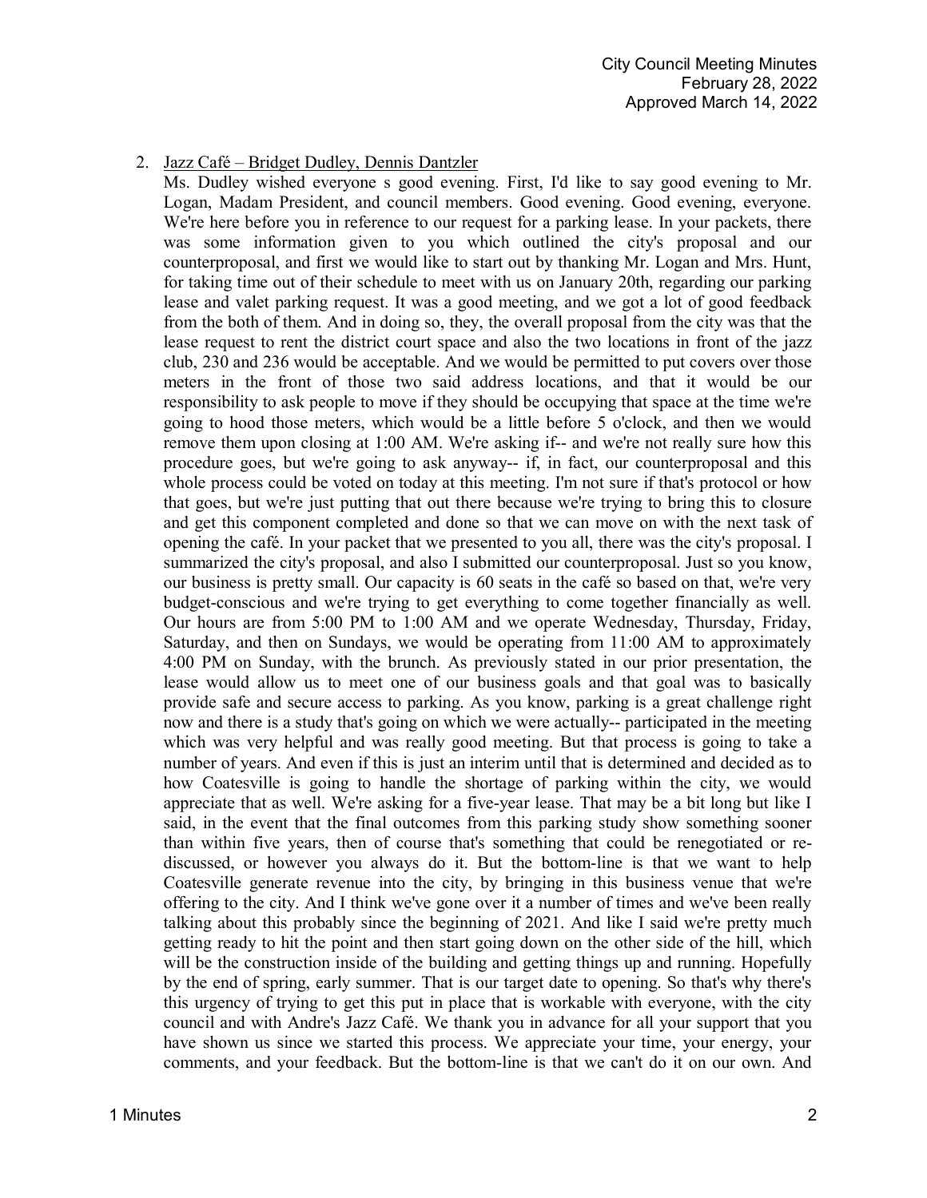2. <u>Jazz Café – Bridget Dudley, Dennis Dantzler</u>

   Ms. Dudley wished everyone s good evening. First, I'd like to say good evening to Mr. Logan, Madam President, and council members. Good evening. Good evening, everyone. We're here before you in reference to our request for a parking lease. In your packets, there was some information given to you which outlined the city's proposal and our counterproposal, and first we would like to start out by thanking Mr. Logan and Mrs. Hunt, for taking time out of their schedule to meet with us on January 20th, regarding our parking lease and valet parking request. It was a good meeting, and we got a lot of good feedback from the both of them. And in doing so, they, the overall proposal from the city was that the lease request to rent the district court space and also the two locations in front of the jazz club, 230 and 236 would be acceptable. And we would be permitted to put covers over those meters in the front of those two said address locations, and that it would be our responsibility to ask people to move if they should be occupying that space at the time we're going to hood those meters, which would be a little before 5 o'clock, and then we would remove them upon closing at 1:00 AM. We're asking if-- and we're not really sure how this procedure goes, but we're going to ask anyway-- if, in fact, our counterproposal and this whole process could be voted on today at this meeting. I'm not sure if that's protocol or how that goes, but we're just putting that out there because we're trying to bring this to closure and get this component completed and done so that we can move on with the next task of opening the café. In your packet that we presented to you all, there was the city's proposal. I summarized the city's proposal, and also I submitted our counterproposal. Just so you know, our business is pretty small. Our capacity is 60 seats in the café so based on that, we're very budget-conscious and we're trying to get everything to come together financially as well. Our hours are from 5:00 PM to 1:00 AM and we operate Wednesday, Thursday, Friday, Saturday, and then on Sundays, we would be operating from 11:00 AM to approximately 4:00 PM on Sunday, with the brunch. As previously stated in our prior presentation, the lease would allow us to meet one of our business goals and that goal was to basically provide safe and secure access to parking. As you know, parking is a great challenge right now and there is a study that's going on which we were actually-- participated in the meeting which was very helpful and was really good meeting. But that process is going to take a number of years. And even if this is just an interim until that is determined and decided as to how Coatesville is going to handle the shortage of parking within the city, we would appreciate that as well. We're asking for a five-year lease. That may be a bit long but like I said, in the event that the final outcomes from this parking study show something sooner than within five years, then of course that's something that could be renegotiated or re-discussed, or however you always do it. But the bottom-line is that we want to help Coatesville generate revenue into the city, by bringing in this business venue that we're offering to the city. And I think we've gone over it a number of times and we've been really talking about this probably since the beginning of 2021. And like I said we're pretty much getting ready to hit the point and then start going down on the other side of the hill, which will be the construction inside of the building and getting things up and running. Hopefully by the end of spring, early summer. That is our target date to opening. So that's why there's this urgency of trying to get this put in place that is workable with everyone, with the city council and with Andre's Jazz Café. We thank you in advance for all your support that you have shown us since we started this process. We appreciate your time, your energy, your comments, and your feedback. But the bottom-line is that we can't do it on our own. And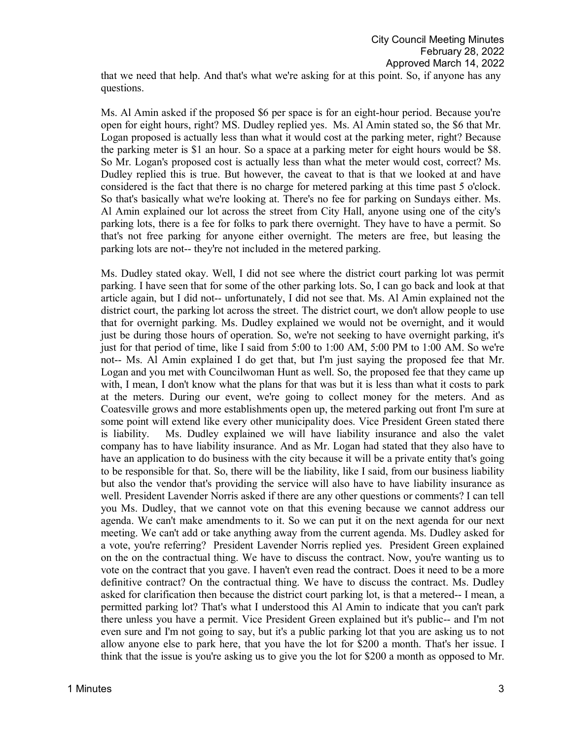that we need that help. And that's what we're asking for at this point. So, if anyone has any questions.

Ms. Al Amin asked if the proposed $6 per space is for an eight-hour period. Because you're open for eight hours, right? MS. Dudley replied yes. Ms. Al Amin stated so, the $6 that Mr. Logan proposed is actually less than what it would cost at the parking meter, right? Because the parking meter is $1 an hour. So a space at a parking meter for eight hours would be $8. So Mr. Logan's proposed cost is actually less than what the meter would cost, correct? Ms. Dudley replied this is true. But however, the caveat to that is that we looked at and have considered is the fact that there is no charge for metered parking at this time past 5 o'clock. So that's basically what we're looking at. There's no fee for parking on Sundays either. Ms. Al Amin explained our lot across the street from City Hall, anyone using one of the city's parking lots, there is a fee for folks to park there overnight. They have to have a permit. So that's not free parking for anyone either overnight. The meters are free, but leasing the parking lots are not-- they're not included in the metered parking.

Ms. Dudley stated okay. Well, I did not see where the district court parking lot was permit parking. I have seen that for some of the other parking lots. So, I can go back and look at that article again, but I did not-- unfortunately, I did not see that. Ms. Al Amin explained not the district court, the parking lot across the street. The district court, we don't allow people to use that for overnight parking. Ms. Dudley explained we would not be overnight, and it would just be during those hours of operation. So, we're not seeking to have overnight parking, it's just for that period of time, like I said from 5:00 to 1:00 AM, 5:00 PM to 1:00 AM. So we're not-- Ms. Al Amin explained I do get that, but I'm just saying the proposed fee that Mr. Logan and you met with Councilwoman Hunt as well. So, the proposed fee that they came up with, I mean, I don't know what the plans for that was but it is less than what it costs to park at the meters. During our event, we're going to collect money for the meters. And as Coatesville grows and more establishments open up, the metered parking out front I'm sure at some point will extend like every other municipality does. Vice President Green stated there is liability. Ms. Dudley explained we will have liability insurance and also the valet company has to have liability insurance. And as Mr. Logan had stated that they also have to have an application to do business with the city because it will be a private entity that's going to be responsible for that. So, there will be the liability, like I said, from our business liability but also the vendor that's providing the service will also have to have liability insurance as well. President Lavender Norris asked if there are any other questions or comments? I can tell you Ms. Dudley, that we cannot vote on that this evening because we cannot address our agenda. We can't make amendments to it. So we can put it on the next agenda for our next meeting. We can't add or take anything away from the current agenda. Ms. Dudley asked for a vote, you're referring? President Lavender Norris replied yes. President Green explained on the on the contractual thing. We have to discuss the contract. Now, you're wanting us to vote on the contract that you gave. I haven't even read the contract. Does it need to be a more definitive contract? On the contractual thing. We have to discuss the contract. Ms. Dudley asked for clarification then because the district court parking lot, is that a metered-- I mean, a permitted parking lot? That's what I understood this Al Amin to indicate that you can't park there unless you have a permit. Vice President Green explained but it's public-- and I'm not even sure and I'm not going to say, but it's a public parking lot that you are asking us to not allow anyone else to park here, that you have the lot for $200 a month. That's her issue. I think that the issue is you're asking us to give you the lot for $200 a month as opposed to Mr.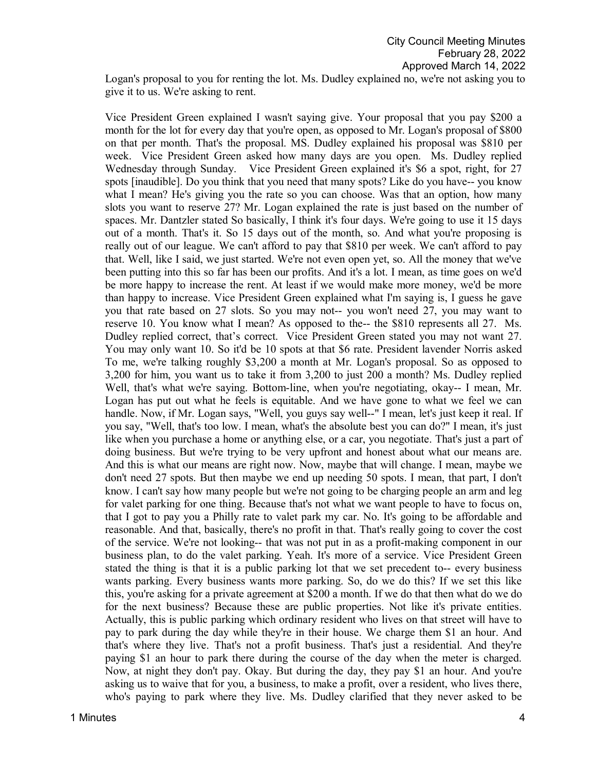Logan's proposal to you for renting the lot. Ms. Dudley explained no, we're not asking you to give it to us. We're asking to rent.

Vice President Green explained I wasn't saying give. Your proposal that you pay $200 a month for the lot for every day that you're open, as opposed to Mr. Logan's proposal of $800 on that per month. That's the proposal. MS. Dudley explained his proposal was $810 per week. Vice President Green asked how many days are you open. Ms. Dudley replied Wednesday through Sunday. Vice President Green explained it's $6 a spot, right, for 27 spots [inaudible]. Do you think that you need that many spots? Like do you have-- you know what I mean? He's giving you the rate so you can choose. Was that an option, how many slots you want to reserve 27? Mr. Logan explained the rate is just based on the number of spaces. Mr. Dantzler stated So basically, I think it's four days. We're going to use it 15 days out of a month. That's it. So 15 days out of the month, so. And what you're proposing is really out of our league. We can't afford to pay that $810 per week. We can't afford to pay that. Well, like I said, we just started. We're not even open yet, so. All the money that we've been putting into this so far has been our profits. And it's a lot. I mean, as time goes on we'd be more happy to increase the rent. At least if we would make more money, we'd be more than happy to increase. Vice President Green explained what I'm saying is, I guess he gave you that rate based on 27 slots. So you may not-- you won't need 27, you may want to reserve 10. You know what I mean? As opposed to the-- the $810 represents all 27. Ms. Dudley replied correct, that's correct. Vice President Green stated you may not want 27. You may only want 10. So it'd be 10 spots at that $6 rate. President lavender Norris asked To me, we're talking roughly $3,200 a month at Mr. Logan's proposal. So as opposed to 3,200 for him, you want us to take it from 3,200 to just 200 a month? Ms. Dudley replied Well, that's what we're saying. Bottom-line, when you're negotiating, okay-- I mean, Mr. Logan has put out what he feels is equitable. And we have gone to what we feel we can handle. Now, if Mr. Logan says, "Well, you guys say well--" I mean, let's just keep it real. If you say, "Well, that's too low. I mean, what's the absolute best you can do?" I mean, it's just like when you purchase a home or anything else, or a car, you negotiate. That's just a part of doing business. But we're trying to be very upfront and honest about what our means are. And this is what our means are right now. Now, maybe that will change. I mean, maybe we don't need 27 spots. But then maybe we end up needing 50 spots. I mean, that part, I don't know. I can't say how many people but we're not going to be charging people an arm and leg for valet parking for one thing. Because that's not what we want people to have to focus on, that I got to pay you a Philly rate to valet park my car. No. It's going to be affordable and reasonable. And that, basically, there's no profit in that. That's really going to cover the cost of the service. We're not looking-- that was not put in as a profit-making component in our business plan, to do the valet parking. Yeah. It's more of a service. Vice President Green stated the thing is that it is a public parking lot that we set precedent to-- every business wants parking. Every business wants more parking. So, do we do this? If we set this like this, you're asking for a private agreement at $200 a month. If we do that then what do we do for the next business? Because these are public properties. Not like it's private entities. Actually, this is public parking which ordinary resident who lives on that street will have to pay to park during the day while they're in their house. We charge them $1 an hour. And that's where they live. That's not a profit business. That's just a residential. And they're paying $1 an hour to park there during the course of the day when the meter is charged. Now, at night they don't pay. Okay. But during the day, they pay $1 an hour. And you're asking us to waive that for you, a business, to make a profit, over a resident, who lives there, who's paying to park where they live. Ms. Dudley clarified that they never asked to be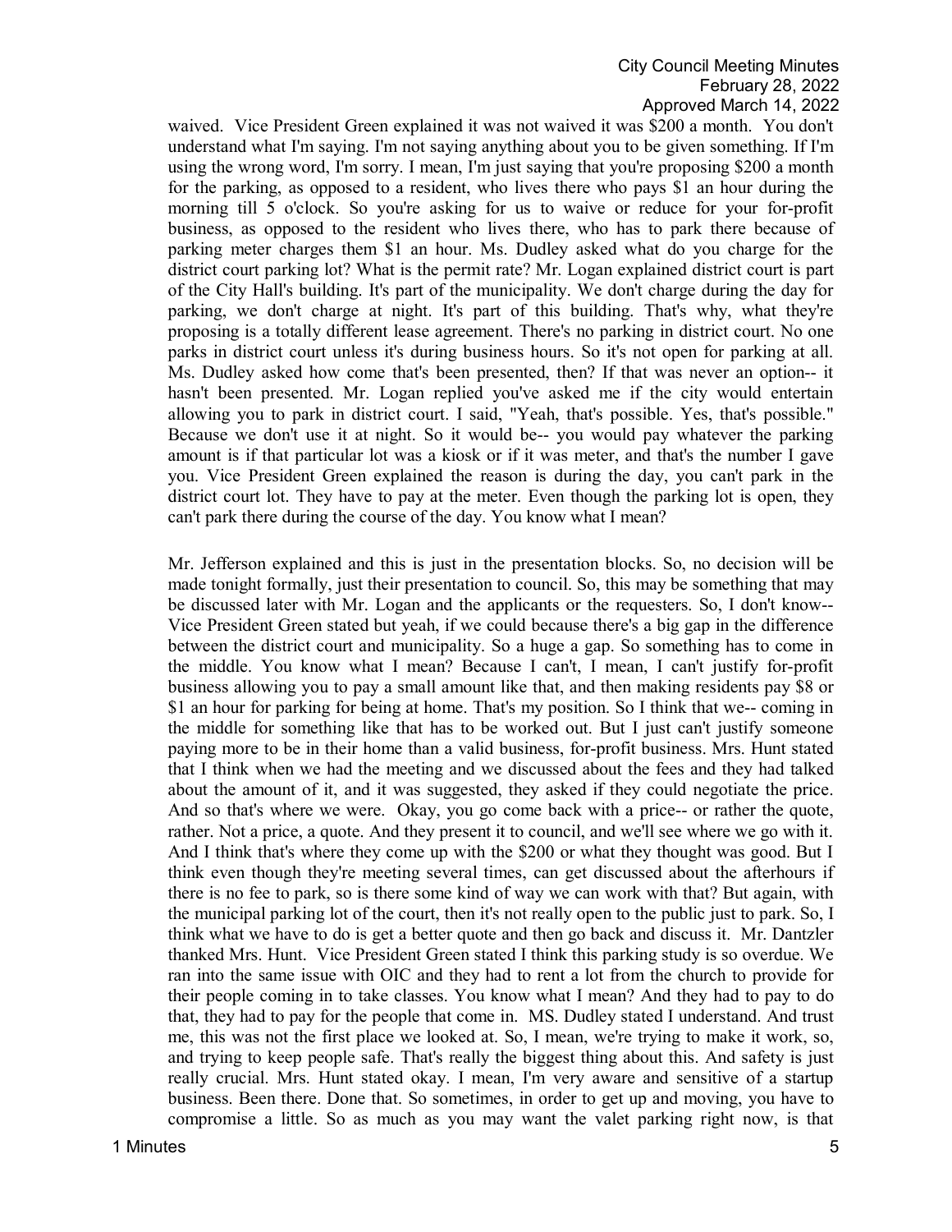waived. Vice President Green explained it was not waived it was $200 a month. You don't understand what I'm saying. I'm not saying anything about you to be given something. If I'm using the wrong word, I'm sorry. I mean, I'm just saying that you're proposing $200 a month for the parking, as opposed to a resident, who lives there who pays $1 an hour during the morning till 5 o'clock. So you're asking for us to waive or reduce for your for-profit business, as opposed to the resident who lives there, who has to park there because of parking meter charges them $1 an hour. Ms. Dudley asked what do you charge for the district court parking lot? What is the permit rate? Mr. Logan explained district court is part of the City Hall's building. It's part of the municipality. We don't charge during the day for parking, we don't charge at night. It's part of this building. That's why, what they're proposing is a totally different lease agreement. There's no parking in district court. No one parks in district court unless it's during business hours. So it's not open for parking at all. Ms. Dudley asked how come that's been presented, then? If that was never an option-- it hasn't been presented. Mr. Logan replied you've asked me if the city would entertain allowing you to park in district court. I said, "Yeah, that's possible. Yes, that's possible." Because we don't use it at night. So it would be-- you would pay whatever the parking amount is if that particular lot was a kiosk or if it was meter, and that's the number I gave you. Vice President Green explained the reason is during the day, you can't park in the district court lot. They have to pay at the meter. Even though the parking lot is open, they can't park there during the course of the day. You know what I mean?

Mr. Jefferson explained and this is just in the presentation blocks. So, no decision will be made tonight formally, just their presentation to council. So, this may be something that may be discussed later with Mr. Logan and the applicants or the requesters. So, I don't know-- Vice President Green stated but yeah, if we could because there's a big gap in the difference between the district court and municipality. So a huge a gap. So something has to come in the middle. You know what I mean? Because I can't, I mean, I can't justify for-profit business allowing you to pay a small amount like that, and then making residents pay $8 or $1 an hour for parking for being at home. That's my position. So I think that we-- coming in the middle for something like that has to be worked out. But I just can't justify someone paying more to be in their home than a valid business, for-profit business. Mrs. Hunt stated that I think when we had the meeting and we discussed about the fees and they had talked about the amount of it, and it was suggested, they asked if they could negotiate the price. And so that's where we were. Okay, you go come back with a price-- or rather the quote, rather. Not a price, a quote. And they present it to council, and we'll see where we go with it. And I think that's where they come up with the $200 or what they thought was good. But I think even though they're meeting several times, can get discussed about the afterhours if there is no fee to park, so is there some kind of way we can work with that? But again, with the municipal parking lot of the court, then it's not really open to the public just to park. So, I think what we have to do is get a better quote and then go back and discuss it. Mr. Dantzler thanked Mrs. Hunt. Vice President Green stated I think this parking study is so overdue. We ran into the same issue with OIC and they had to rent a lot from the church to provide for their people coming in to take classes. You know what I mean? And they had to pay to do that, they had to pay for the people that come in. MS. Dudley stated I understand. And trust me, this was not the first place we looked at. So, I mean, we're trying to make it work, so, and trying to keep people safe. That's really the biggest thing about this. And safety is just really crucial. Mrs. Hunt stated okay. I mean, I'm very aware and sensitive of a startup business. Been there. Done that. So sometimes, in order to get up and moving, you have to compromise a little. So as much as you may want the valet parking right now, is that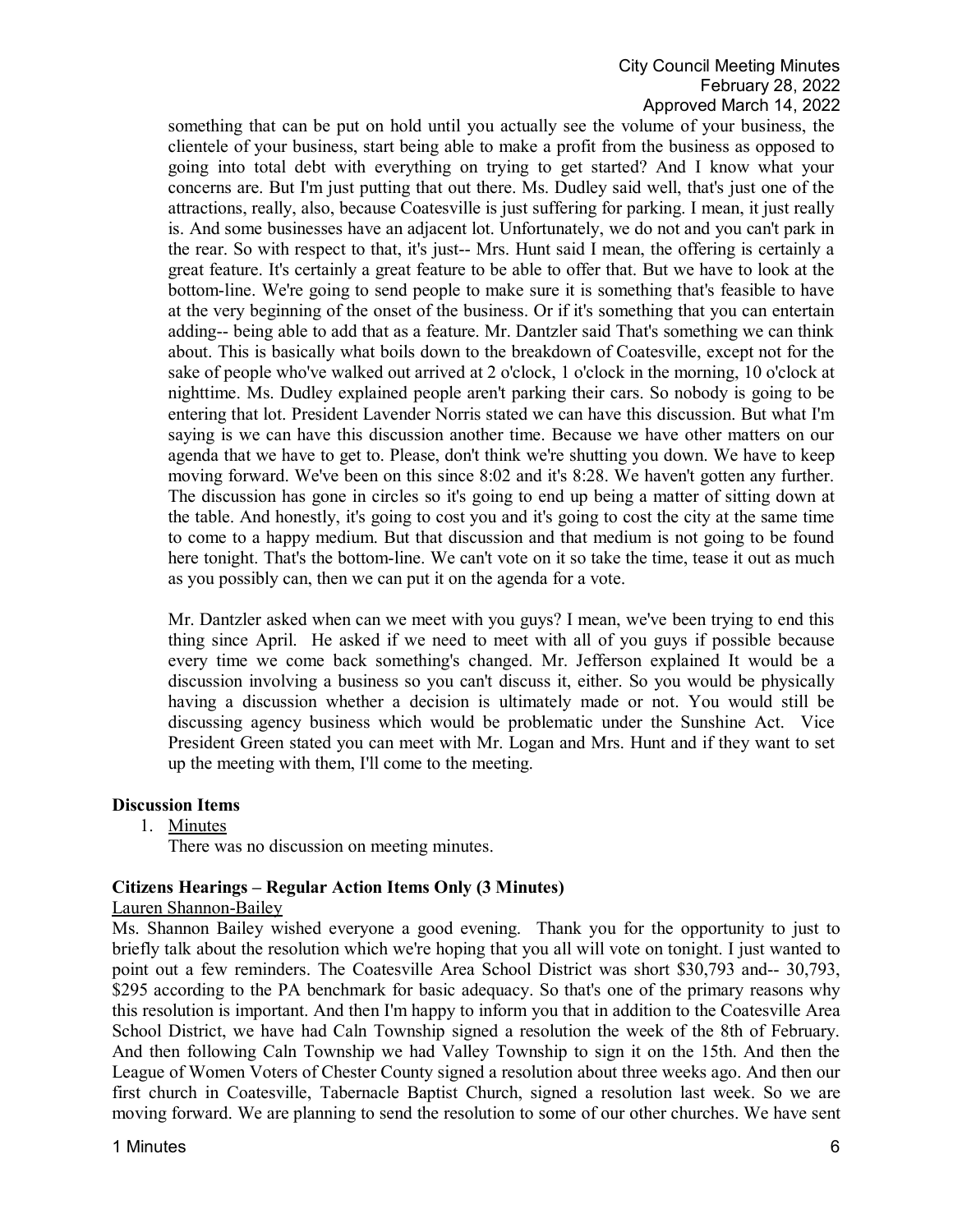something that can be put on hold until you actually see the volume of your business, the clientele of your business, start being able to make a profit from the business as opposed to going into total debt with everything on trying to get started? And I know what your concerns are. But I'm just putting that out there. Ms. Dudley said well, that's just one of the attractions, really, also, because Coatesville is just suffering for parking. I mean, it just really is. And some businesses have an adjacent lot. Unfortunately, we do not and you can't park in the rear. So with respect to that, it's just-- Mrs. Hunt said I mean, the offering is certainly a great feature. It's certainly a great feature to be able to offer that. But we have to look at the bottom-line. We're going to send people to make sure it is something that's feasible to have at the very beginning of the onset of the business. Or if it's something that you can entertain adding-- being able to add that as a feature. Mr. Dantzler said That's something we can think about. This is basically what boils down to the breakdown of Coatesville, except not for the sake of people who've walked out arrived at 2 o'clock, 1 o'clock in the morning, 10 o'clock at nighttime. Ms. Dudley explained people aren't parking their cars. So nobody is going to be entering that lot. President Lavender Norris stated we can have this discussion. But what I'm saying is we can have this discussion another time. Because we have other matters on our agenda that we have to get to. Please, don't think we're shutting you down. We have to keep moving forward. We've been on this since 8:02 and it's 8:28. We haven't gotten any further. The discussion has gone in circles so it's going to end up being a matter of sitting down at the table. And honestly, it's going to cost you and it's going to cost the city at the same time to come to a happy medium. But that discussion and that medium is not going to be found here tonight. That's the bottom-line. We can't vote on it so take the time, tease it out as much as you possibly can, then we can put it on the agenda for a vote.

Mr. Dantzler asked when can we meet with you guys? I mean, we've been trying to end this thing since April. He asked if we need to meet with all of you guys if possible because every time we come back something's changed. Mr. Jefferson explained It would be a discussion involving a business so you can't discuss it, either. So you would be physically having a discussion whether a decision is ultimately made or not. You would still be discussing agency business which would be problematic under the Sunshine Act. Vice President Green stated you can meet with Mr. Logan and Mrs. Hunt and if they want to set up the meeting with them, I'll come to the meeting.

**Discussion Items**

1. Minutes

   There was no discussion on meeting minutes.

**Citizens Hearings – Regular Action Items Only (3 Minutes)**

Lauren Shannon-Bailey

Ms. Shannon Bailey wished everyone a good evening. Thank you for the opportunity to just to briefly talk about the resolution which we're hoping that you all will vote on tonight. I just wanted to point out a few reminders. The Coatesville Area School District was short $30,793 and-- 30,793, $295 according to the PA benchmark for basic adequacy. So that's one of the primary reasons why this resolution is important. And then I'm happy to inform you that in addition to the Coatesville Area School District, we have had Caln Township signed a resolution the week of the 8th of February. And then following Caln Township we had Valley Township to sign it on the 15th. And then the League of Women Voters of Chester County signed a resolution about three weeks ago. And then our first church in Coatesville, Tabernacle Baptist Church, signed a resolution last week. So we are moving forward. We are planning to send the resolution to some of our other churches. We have sent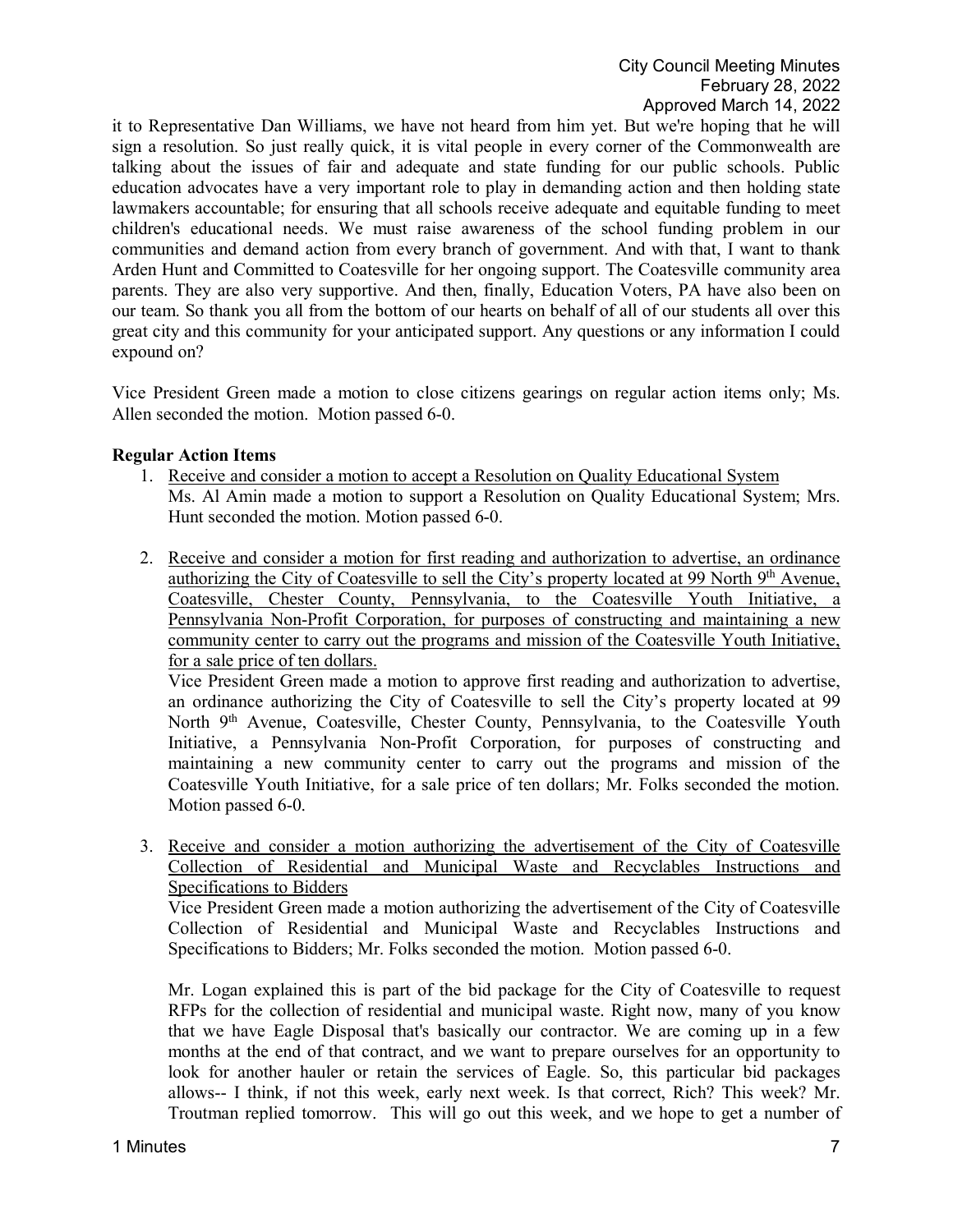it to Representative Dan Williams, we have not heard from him yet. But we're hoping that he will sign a resolution. So just really quick, it is vital people in every corner of the Commonwealth are talking about the issues of fair and adequate and state funding for our public schools. Public education advocates have a very important role to play in demanding action and then holding state lawmakers accountable; for ensuring that all schools receive adequate and equitable funding to meet children's educational needs. We must raise awareness of the school funding problem in our communities and demand action from every branch of government. And with that, I want to thank Arden Hunt and Committed to Coatesville for her ongoing support. The Coatesville community area parents. They are also very supportive. And then, finally, Education Voters, PA have also been on our team. So thank you all from the bottom of our hearts on behalf of all of our students all over this great city and this community for your anticipated support. Any questions or any information I could expound on?

Vice President Green made a motion to close citizens gearings on regular action items only; Ms. Allen seconded the motion. Motion passed 6-0.

**Regular Action Items**

1. Receive and consider a motion to accept a Resolution on Quality Educational System
   Ms. Al Amin made a motion to support a Resolution on Quality Educational System; Mrs. Hunt seconded the motion. Motion passed 6-0.

2. Receive and consider a motion for first reading and authorization to advertise, an ordinance authorizing the City of Coatesville to sell the City's property located at 99 North 9th Avenue, Coatesville, Chester County, Pennsylvania, to the Coatesville Youth Initiative, a Pennsylvania Non-Profit Corporation, for purposes of constructing and maintaining a new community center to carry out the programs and mission of the Coatesville Youth Initiative, for a sale price of ten dollars.
   Vice President Green made a motion to approve first reading and authorization to advertise, an ordinance authorizing the City of Coatesville to sell the City's property located at 99 North 9th Avenue, Coatesville, Chester County, Pennsylvania, to the Coatesville Youth Initiative, a Pennsylvania Non-Profit Corporation, for purposes of constructing and maintaining a new community center to carry out the programs and mission of the Coatesville Youth Initiative, for a sale price of ten dollars; Mr. Folks seconded the motion. Motion passed 6-0.

3. Receive and consider a motion authorizing the advertisement of the City of Coatesville Collection of Residential and Municipal Waste and Recyclables Instructions and Specifications to Bidders
   Vice President Green made a motion authorizing the advertisement of the City of Coatesville Collection of Residential and Municipal Waste and Recyclables Instructions and Specifications to Bidders; Mr. Folks seconded the motion. Motion passed 6-0.

   Mr. Logan explained this is part of the bid package for the City of Coatesville to request RFPs for the collection of residential and municipal waste. Right now, many of you know that we have Eagle Disposal that's basically our contractor. We are coming up in a few months at the end of that contract, and we want to prepare ourselves for an opportunity to look for another hauler or retain the services of Eagle. So, this particular bid packages allows-- I think, if not this week, early next week. Is that correct, Rich? This week? Mr. Troutman replied tomorrow. This will go out this week, and we hope to get a number of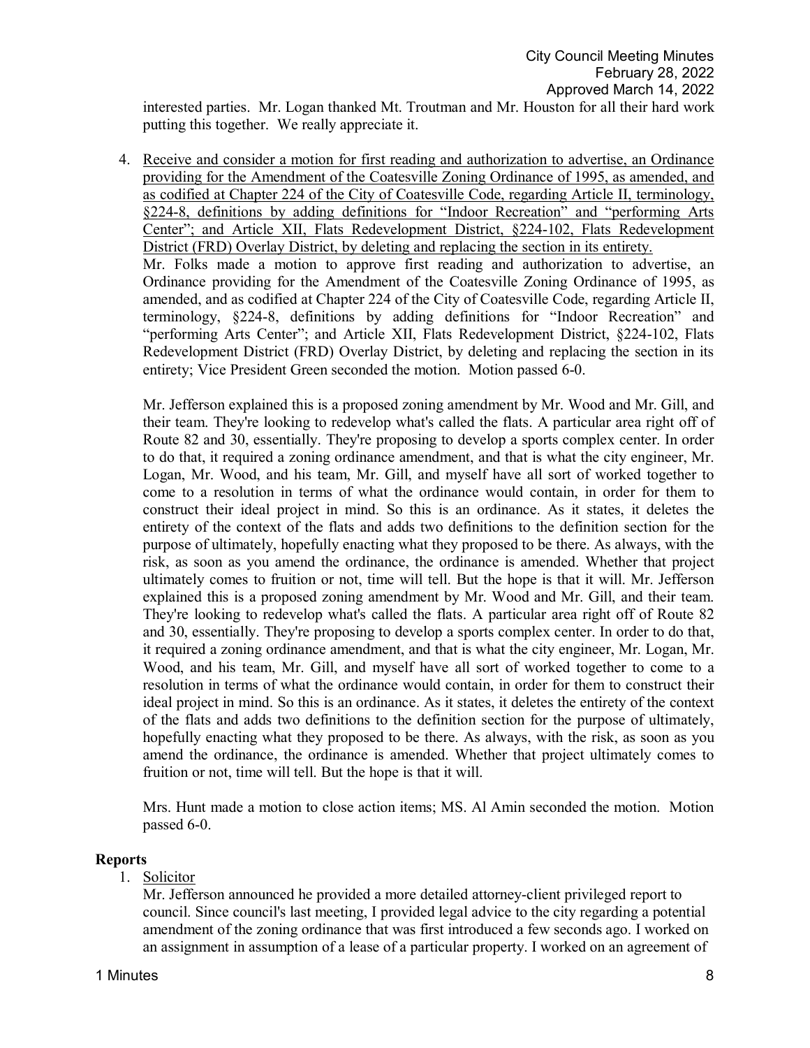interested parties. Mr. Logan thanked Mt. Troutman and Mr. Houston for all their hard work putting this together. We really appreciate it.

4. Receive and consider a motion for first reading and authorization to advertise, an Ordinance providing for the Amendment of the Coatesville Zoning Ordinance of 1995, as amended, and as codified at Chapter 224 of the City of Coatesville Code, regarding Article II, terminology, §224-8, definitions by adding definitions for "Indoor Recreation" and "performing Arts Center"; and Article XII, Flats Redevelopment District, §224-102, Flats Redevelopment District (FRD) Overlay District, by deleting and replacing the section in its entirety.

   Mr. Folks made a motion to approve first reading and authorization to advertise, an Ordinance providing for the Amendment of the Coatesville Zoning Ordinance of 1995, as amended, and as codified at Chapter 224 of the City of Coatesville Code, regarding Article II, terminology, §224-8, definitions by adding definitions for "Indoor Recreation" and "performing Arts Center"; and Article XII, Flats Redevelopment District, §224-102, Flats Redevelopment District (FRD) Overlay District, by deleting and replacing the section in its entirety; Vice President Green seconded the motion. Motion passed 6-0.

   Mr. Jefferson explained this is a proposed zoning amendment by Mr. Wood and Mr. Gill, and their team. They're looking to redevelop what's called the flats. A particular area right off of Route 82 and 30, essentially. They're proposing to develop a sports complex center. In order to do that, it required a zoning ordinance amendment, and that is what the city engineer, Mr. Logan, Mr. Wood, and his team, Mr. Gill, and myself have all sort of worked together to come to a resolution in terms of what the ordinance would contain, in order for them to construct their ideal project in mind. So this is an ordinance. As it states, it deletes the entirety of the context of the flats and adds two definitions to the definition section for the purpose of ultimately, hopefully enacting what they proposed to be there. As always, with the risk, as soon as you amend the ordinance, the ordinance is amended. Whether that project ultimately comes to fruition or not, time will tell. But the hope is that it will. Mr. Jefferson explained this is a proposed zoning amendment by Mr. Wood and Mr. Gill, and their team. They're looking to redevelop what's called the flats. A particular area right off of Route 82 and 30, essentially. They're proposing to develop a sports complex center. In order to do that, it required a zoning ordinance amendment, and that is what the city engineer, Mr. Logan, Mr. Wood, and his team, Mr. Gill, and myself have all sort of worked together to come to a resolution in terms of what the ordinance would contain, in order for them to construct their ideal project in mind. So this is an ordinance. As it states, it deletes the entirety of the context of the flats and adds two definitions to the definition section for the purpose of ultimately, hopefully enacting what they proposed to be there. As always, with the risk, as soon as you amend the ordinance, the ordinance is amended. Whether that project ultimately comes to fruition or not, time will tell. But the hope is that it will.

   Mrs. Hunt made a motion to close action items; MS. Al Amin seconded the motion. Motion passed 6-0.

**Reports**

1. Solicitor

   Mr. Jefferson announced he provided a more detailed attorney-client privileged report to council. Since council's last meeting, I provided legal advice to the city regarding a potential amendment of the zoning ordinance that was first introduced a few seconds ago. I worked on an assignment in assumption of a lease of a particular property. I worked on an agreement of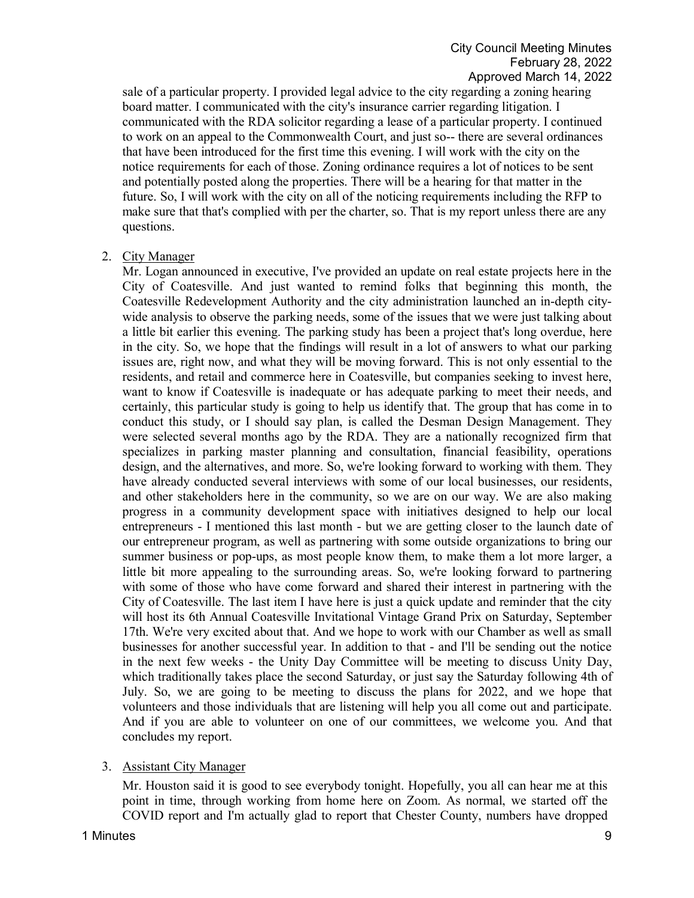sale of a particular property. I provided legal advice to the city regarding a zoning hearing board matter. I communicated with the city's insurance carrier regarding litigation. I communicated with the RDA solicitor regarding a lease of a particular property. I continued to work on an appeal to the Commonwealth Court, and just so-- there are several ordinances that have been introduced for the first time this evening. I will work with the city on the notice requirements for each of those. Zoning ordinance requires a lot of notices to be sent and potentially posted along the properties. There will be a hearing for that matter in the future. So, I will work with the city on all of the noticing requirements including the RFP to make sure that that's complied with per the charter, so. That is my report unless there are any questions.

2. City Manager

   Mr. Logan announced in executive, I've provided an update on real estate projects here in the City of Coatesville. And just wanted to remind folks that beginning this month, the Coatesville Redevelopment Authority and the city administration launched an in-depth city-wide analysis to observe the parking needs, some of the issues that we were just talking about a little bit earlier this evening. The parking study has been a project that's long overdue, here in the city. So, we hope that the findings will result in a lot of answers to what our parking issues are, right now, and what they will be moving forward. This is not only essential to the residents, and retail and commerce here in Coatesville, but companies seeking to invest here, want to know if Coatesville is inadequate or has adequate parking to meet their needs, and certainly, this particular study is going to help us identify that. The group that has come in to conduct this study, or I should say plan, is called the Desman Design Management. They were selected several months ago by the RDA. They are a nationally recognized firm that specializes in parking master planning and consultation, financial feasibility, operations design, and the alternatives, and more. So, we're looking forward to working with them. They have already conducted several interviews with some of our local businesses, our residents, and other stakeholders here in the community, so we are on our way. We are also making progress in a community development space with initiatives designed to help our local entrepreneurs - I mentioned this last month - but we are getting closer to the launch date of our entrepreneur program, as well as partnering with some outside organizations to bring our summer business or pop-ups, as most people know them, to make them a lot more larger, a little bit more appealing to the surrounding areas. So, we're looking forward to partnering with some of those who have come forward and shared their interest in partnering with the City of Coatesville. The last item I have here is just a quick update and reminder that the city will host its 6th Annual Coatesville Invitational Vintage Grand Prix on Saturday, September 17th. We're very excited about that. And we hope to work with our Chamber as well as small businesses for another successful year. In addition to that - and I'll be sending out the notice in the next few weeks - the Unity Day Committee will be meeting to discuss Unity Day, which traditionally takes place the second Saturday, or just say the Saturday following 4th of July. So, we are going to be meeting to discuss the plans for 2022, and we hope that volunteers and those individuals that are listening will help you all come out and participate. And if you are able to volunteer on one of our committees, we welcome you. And that concludes my report.

3. Assistant City Manager

   Mr. Houston said it is good to see everybody tonight. Hopefully, you all can hear me at this point in time, through working from home here on Zoom. As normal, we started off the COVID report and I'm actually glad to report that Chester County, numbers have dropped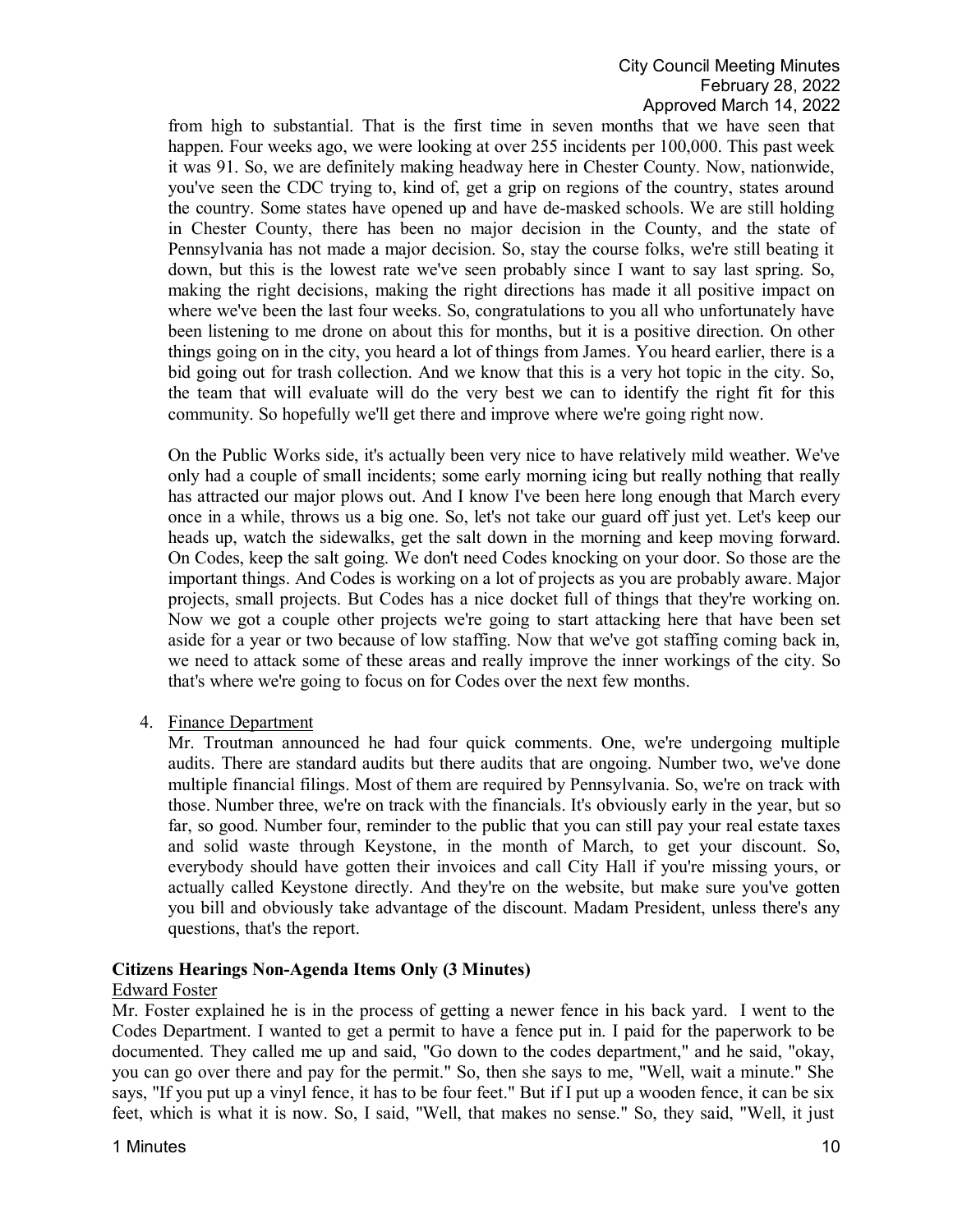from high to substantial. That is the first time in seven months that we have seen that happen. Four weeks ago, we were looking at over 255 incidents per 100,000. This past week it was 91. So, we are definitely making headway here in Chester County. Now, nationwide, you've seen the CDC trying to, kind of, get a grip on regions of the country, states around the country. Some states have opened up and have de-masked schools. We are still holding in Chester County, there has been no major decision in the County, and the state of Pennsylvania has not made a major decision. So, stay the course folks, we're still beating it down, but this is the lowest rate we've seen probably since I want to say last spring. So, making the right decisions, making the right directions has made it all positive impact on where we've been the last four weeks. So, congratulations to you all who unfortunately have been listening to me drone on about this for months, but it is a positive direction. On other things going on in the city, you heard a lot of things from James. You heard earlier, there is a bid going out for trash collection. And we know that this is a very hot topic in the city. So, the team that will evaluate will do the very best we can to identify the right fit for this community. So hopefully we'll get there and improve where we're going right now.

On the Public Works side, it's actually been very nice to have relatively mild weather. We've only had a couple of small incidents; some early morning icing but really nothing that really has attracted our major plows out. And I know I've been here long enough that March every once in a while, throws us a big one. So, let's not take our guard off just yet. Let's keep our heads up, watch the sidewalks, get the salt down in the morning and keep moving forward. On Codes, keep the salt going. We don't need Codes knocking on your door. So those are the important things. And Codes is working on a lot of projects as you are probably aware. Major projects, small projects. But Codes has a nice docket full of things that they're working on. Now we got a couple other projects we're going to start attacking here that have been set aside for a year or two because of low staffing. Now that we've got staffing coming back in, we need to attack some of these areas and really improve the inner workings of the city. So that's where we're going to focus on for Codes over the next few months.

4. Finance Department

   Mr. Troutman announced he had four quick comments. One, we're undergoing multiple audits. There are standard audits but there audits that are ongoing. Number two, we've done multiple financial filings. Most of them are required by Pennsylvania. So, we're on track with those. Number three, we're on track with the financials. It's obviously early in the year, but so far, so good. Number four, reminder to the public that you can still pay your real estate taxes and solid waste through Keystone, in the month of March, to get your discount. So, everybody should have gotten their invoices and call City Hall if you're missing yours, or actually called Keystone directly. And they're on the website, but make sure you've gotten you bill and obviously take advantage of the discount. Madam President, unless there's any questions, that's the report.

**Citizens Hearings Non-Agenda Items Only (3 Minutes)**

Edward Foster

Mr. Foster explained he is in the process of getting a newer fence in his back yard. I went to the Codes Department. I wanted to get a permit to have a fence put in. I paid for the paperwork to be documented. They called me up and said, "Go down to the codes department," and he said, "okay, you can go over there and pay for the permit." So, then she says to me, "Well, wait a minute." She says, "If you put up a vinyl fence, it has to be four feet." But if I put up a wooden fence, it can be six feet, which is what it is now. So, I said, "Well, that makes no sense." So, they said, "Well, it just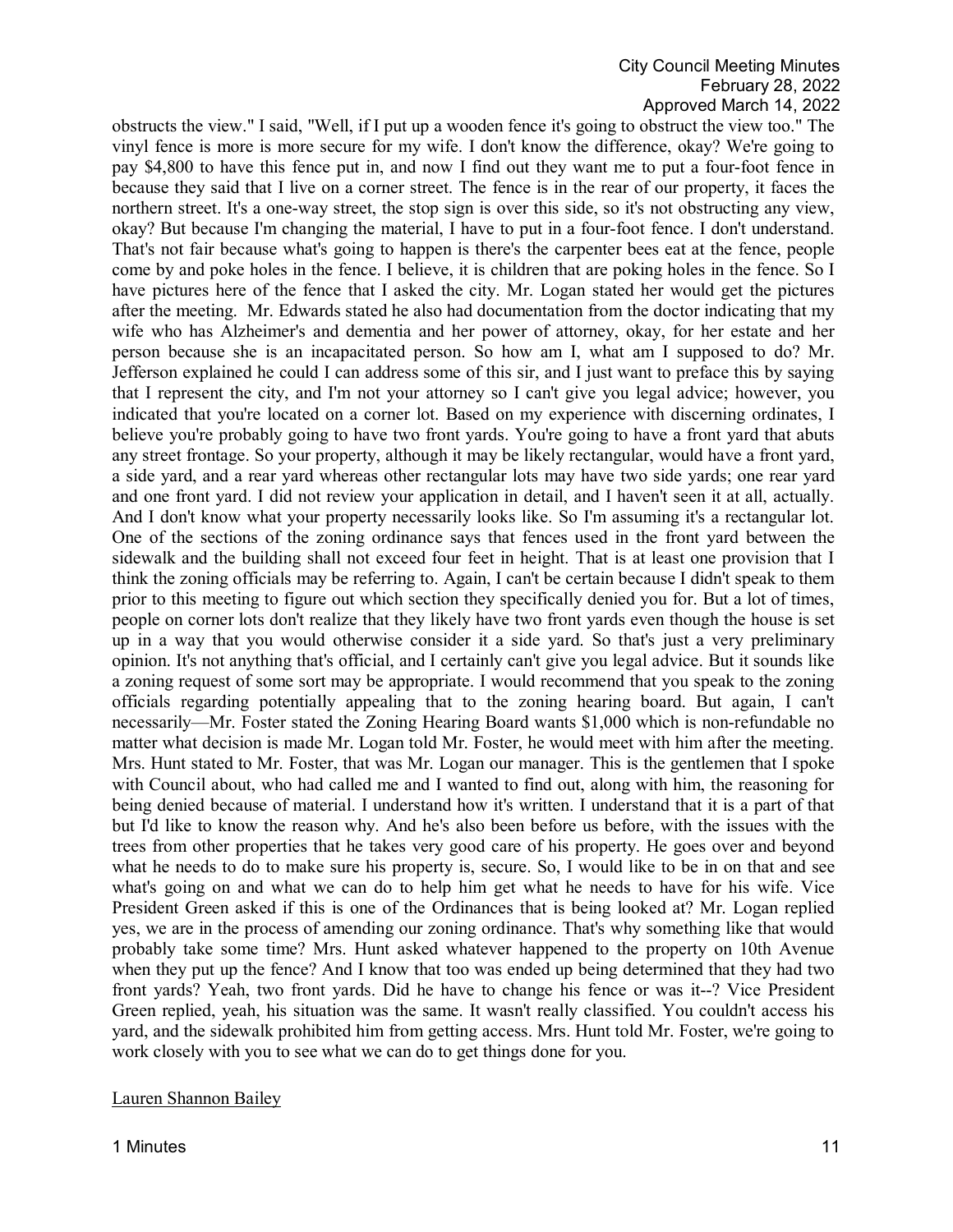obstructs the view." I said, "Well, if I put up a wooden fence it's going to obstruct the view too." The vinyl fence is more is more secure for my wife. I don't know the difference, okay? We're going to pay $4,800 to have this fence put in, and now I find out they want me to put a four-foot fence in because they said that I live on a corner street. The fence is in the rear of our property, it faces the northern street. It's a one-way street, the stop sign is over this side, so it's not obstructing any view, okay? But because I'm changing the material, I have to put in a four-foot fence. I don't understand. That's not fair because what's going to happen is there's the carpenter bees eat at the fence, people come by and poke holes in the fence. I believe, it is children that are poking holes in the fence. So I have pictures here of the fence that I asked the city. Mr. Logan stated her would get the pictures after the meeting. Mr. Edwards stated he also had documentation from the doctor indicating that my wife who has Alzheimer's and dementia and her power of attorney, okay, for her estate and her person because she is an incapacitated person. So how am I, what am I supposed to do? Mr. Jefferson explained he could I can address some of this sir, and I just want to preface this by saying that I represent the city, and I'm not your attorney so I can't give you legal advice; however, you indicated that you're located on a corner lot. Based on my experience with discerning ordinates, I believe you're probably going to have two front yards. You're going to have a front yard that abuts any street frontage. So your property, although it may be likely rectangular, would have a front yard, a side yard, and a rear yard whereas other rectangular lots may have two side yards; one rear yard and one front yard. I did not review your application in detail, and I haven't seen it at all, actually. And I don't know what your property necessarily looks like. So I'm assuming it's a rectangular lot. One of the sections of the zoning ordinance says that fences used in the front yard between the sidewalk and the building shall not exceed four feet in height. That is at least one provision that I think the zoning officials may be referring to. Again, I can't be certain because I didn't speak to them prior to this meeting to figure out which section they specifically denied you for. But a lot of times, people on corner lots don't realize that they likely have two front yards even though the house is set up in a way that you would otherwise consider it a side yard. So that's just a very preliminary opinion. It's not anything that's official, and I certainly can't give you legal advice. But it sounds like a zoning request of some sort may be appropriate. I would recommend that you speak to the zoning officials regarding potentially appealing that to the zoning hearing board. But again, I can't necessarily—Mr. Foster stated the Zoning Hearing Board wants $1,000 which is non-refundable no matter what decision is made Mr. Logan told Mr. Foster, he would meet with him after the meeting. Mrs. Hunt stated to Mr. Foster, that was Mr. Logan our manager. This is the gentlemen that I spoke with Council about, who had called me and I wanted to find out, along with him, the reasoning for being denied because of material. I understand how it's written. I understand that it is a part of that but I'd like to know the reason why. And he's also been before us before, with the issues with the trees from other properties that he takes very good care of his property. He goes over and beyond what he needs to do to make sure his property is, secure. So, I would like to be in on that and see what's going on and what we can do to help him get what he needs to have for his wife. Vice President Green asked if this is one of the Ordinances that is being looked at? Mr. Logan replied yes, we are in the process of amending our zoning ordinance. That's why something like that would probably take some time? Mrs. Hunt asked whatever happened to the property on 10th Avenue when they put up the fence? And I know that too was ended up being determined that they had two front yards? Yeah, two front yards. Did he have to change his fence or was it--? Vice President Green replied, yeah, his situation was the same. It wasn't really classified. You couldn't access his yard, and the sidewalk prohibited him from getting access. Mrs. Hunt told Mr. Foster, we're going to work closely with you to see what we can do to get things done for you.

<u>Lauren Shannon Bailey</u>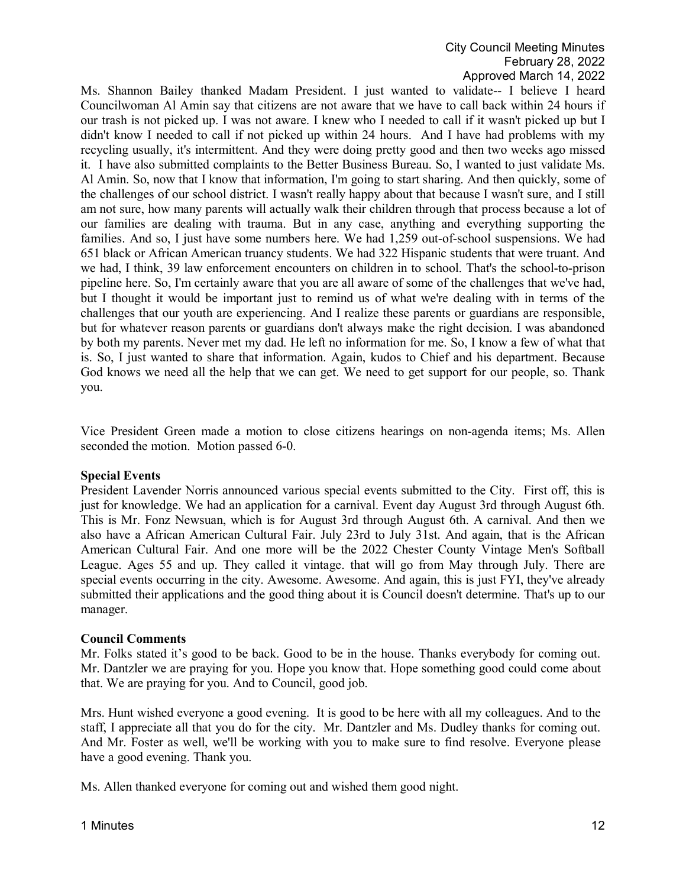Ms. Shannon Bailey thanked Madam President. I just wanted to validate-- I believe I heard Councilwoman Al Amin say that citizens are not aware that we have to call back within 24 hours if our trash is not picked up. I was not aware. I knew who I needed to call if it wasn't picked up but I didn't know I needed to call if not picked up within 24 hours. And I have had problems with my recycling usually, it's intermittent. And they were doing pretty good and then two weeks ago missed it. I have also submitted complaints to the Better Business Bureau. So, I wanted to just validate Ms. Al Amin. So, now that I know that information, I'm going to start sharing. And then quickly, some of the challenges of our school district. I wasn't really happy about that because I wasn't sure, and I still am not sure, how many parents will actually walk their children through that process because a lot of our families are dealing with trauma. But in any case, anything and everything supporting the families. And so, I just have some numbers here. We had 1,259 out-of-school suspensions. We had 651 black or African American truancy students. We had 322 Hispanic students that were truant. And we had, I think, 39 law enforcement encounters on children in to school. That's the school-to-prison pipeline here. So, I'm certainly aware that you are all aware of some of the challenges that we've had, but I thought it would be important just to remind us of what we're dealing with in terms of the challenges that our youth are experiencing. And I realize these parents or guardians are responsible, but for whatever reason parents or guardians don't always make the right decision. I was abandoned by both my parents. Never met my dad. He left no information for me. So, I know a few of what that is. So, I just wanted to share that information. Again, kudos to Chief and his department. Because God knows we need all the help that we can get. We need to get support for our people, so. Thank you.

Vice President Green made a motion to close citizens hearings on non-agenda items; Ms. Allen seconded the motion. Motion passed 6-0.

**Special Events**

President Lavender Norris announced various special events submitted to the City. First off, this is just for knowledge. We had an application for a carnival. Event day August 3rd through August 6th. This is Mr. Fonz Newsuan, which is for August 3rd through August 6th. A carnival. And then we also have a African American Cultural Fair. July 23rd to July 31st. And again, that is the African American Cultural Fair. And one more will be the 2022 Chester County Vintage Men's Softball League. Ages 55 and up. They called it vintage. that will go from May through July. There are special events occurring in the city. Awesome. Awesome. And again, this is just FYI, they've already submitted their applications and the good thing about it is Council doesn't determine. That's up to our manager.

**Council Comments**

Mr. Folks stated it's good to be back. Good to be in the house. Thanks everybody for coming out. Mr. Dantzler we are praying for you. Hope you know that. Hope something good could come about that. We are praying for you. And to Council, good job.

Mrs. Hunt wished everyone a good evening. It is good to be here with all my colleagues. And to the staff, I appreciate all that you do for the city. Mr. Dantzler and Ms. Dudley thanks for coming out. And Mr. Foster as well, we'll be working with you to make sure to find resolve. Everyone please have a good evening. Thank you.

Ms. Allen thanked everyone for coming out and wished them good night.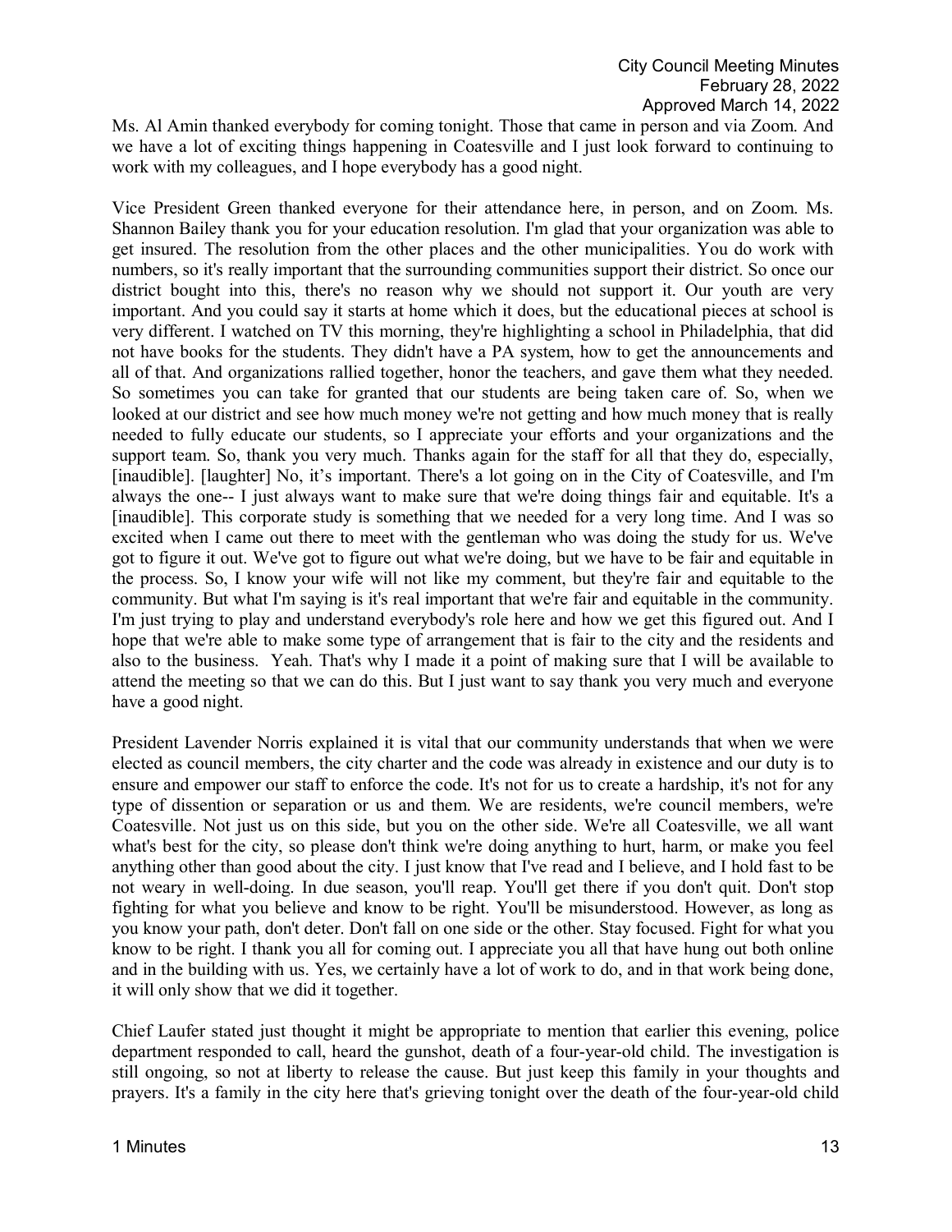Ms. Al Amin thanked everybody for coming tonight. Those that came in person and via Zoom. And we have a lot of exciting things happening in Coatesville and I just look forward to continuing to work with my colleagues, and I hope everybody has a good night.

Vice President Green thanked everyone for their attendance here, in person, and on Zoom. Ms. Shannon Bailey thank you for your education resolution. I'm glad that your organization was able to get insured. The resolution from the other places and the other municipalities. You do work with numbers, so it's really important that the surrounding communities support their district. So once our district bought into this, there's no reason why we should not support it. Our youth are very important. And you could say it starts at home which it does, but the educational pieces at school is very different. I watched on TV this morning, they're highlighting a school in Philadelphia, that did not have books for the students. They didn't have a PA system, how to get the announcements and all of that. And organizations rallied together, honor the teachers, and gave them what they needed. So sometimes you can take for granted that our students are being taken care of. So, when we looked at our district and see how much money we're not getting and how much money that is really needed to fully educate our students, so I appreciate your efforts and your organizations and the support team. So, thank you very much. Thanks again for the staff for all that they do, especially, [inaudible]. [laughter] No, it's important. There's a lot going on in the City of Coatesville, and I'm always the one-- I just always want to make sure that we're doing things fair and equitable. It's a [inaudible]. This corporate study is something that we needed for a very long time. And I was so excited when I came out there to meet with the gentleman who was doing the study for us. We've got to figure it out. We've got to figure out what we're doing, but we have to be fair and equitable in the process. So, I know your wife will not like my comment, but they're fair and equitable to the community. But what I'm saying is it's real important that we're fair and equitable in the community. I'm just trying to play and understand everybody's role here and how we get this figured out. And I hope that we're able to make some type of arrangement that is fair to the city and the residents and also to the business. Yeah. That's why I made it a point of making sure that I will be available to attend the meeting so that we can do this. But I just want to say thank you very much and everyone have a good night.

President Lavender Norris explained it is vital that our community understands that when we were elected as council members, the city charter and the code was already in existence and our duty is to ensure and empower our staff to enforce the code. It's not for us to create a hardship, it's not for any type of dissention or separation or us and them. We are residents, we're council members, we're Coatesville. Not just us on this side, but you on the other side. We're all Coatesville, we all want what's best for the city, so please don't think we're doing anything to hurt, harm, or make you feel anything other than good about the city. I just know that I've read and I believe, and I hold fast to be not weary in well-doing. In due season, you'll reap. You'll get there if you don't quit. Don't stop fighting for what you believe and know to be right. You'll be misunderstood. However, as long as you know your path, don't deter. Don't fall on one side or the other. Stay focused. Fight for what you know to be right. I thank you all for coming out. I appreciate you all that have hung out both online and in the building with us. Yes, we certainly have a lot of work to do, and in that work being done, it will only show that we did it together.

Chief Laufer stated just thought it might be appropriate to mention that earlier this evening, police department responded to call, heard the gunshot, death of a four-year-old child. The investigation is still ongoing, so not at liberty to release the cause. But just keep this family in your thoughts and prayers. It's a family in the city here that's grieving tonight over the death of the four-year-old child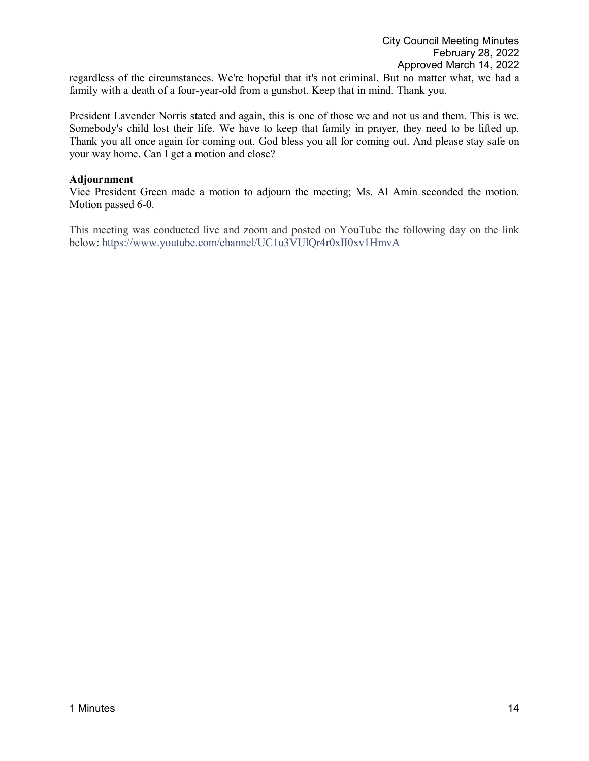regardless of the circumstances. We're hopeful that it's not criminal. But no matter what, we had a family with a death of a four-year-old from a gunshot. Keep that in mind. Thank you.

President Lavender Norris stated and again, this is one of those we and not us and them. This is we. Somebody's child lost their life. We have to keep that family in prayer, they need to be lifted up. Thank you all once again for coming out. God bless you all for coming out. And please stay safe on your way home. Can I get a motion and close?

**Adjournment**

Vice President Green made a motion to adjourn the meeting; Ms. Al Amin seconded the motion. Motion passed 6-0.

This meeting was conducted live and zoom and posted on YouTube the following day on the link below: https://www.youtube.com/channel/UC1u3VUlQr4r0xII0xv1HmvA